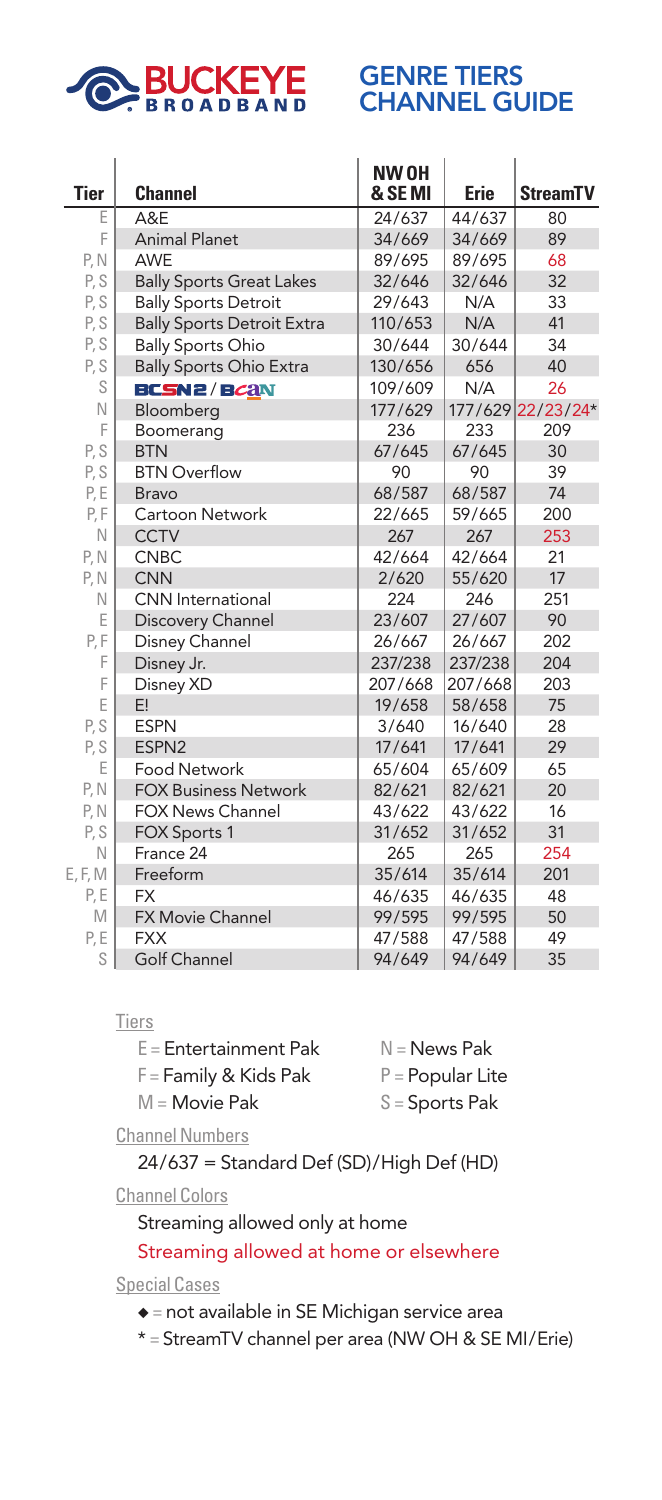# BUCKEYE BROADBAND

## GENRE TIERS CHANNEL GUIDE

| Tier | Channel | NW OH & SE MI | Erie | StreamTV |
|---|---|---|---|---|
| E | A&E | 24/637 | 44/637 | 80 |
| F | Animal Planet | 34/669 | 34/669 | 89 |
| P, N | AWE | 89/695 | 89/695 | 68 |
| P, S | Bally Sports Great Lakes | 32/646 | 32/646 | 32 |
| P, S | Bally Sports Detroit | 29/643 | N/A | 33 |
| P, S | Bally Sports Detroit Extra | 110/653 | N/A | 41 |
| P, S | Bally Sports Ohio | 30/644 | 30/644 | 34 |
| P, S | Bally Sports Ohio Extra | 130/656 | 656 | 40 |
| S | BCSN2 / BCaN | 109/609 | N/A | 26 |
| N | Bloomberg | 177/629 | 177/629 | 22/23/24* |
| F | Boomerang | 236 | 233 | 209 |
| P, S | BTN | 67/645 | 67/645 | 30 |
| P, S | BTN Overflow | 90 | 90 | 39 |
| P, E | Bravo | 68/587 | 68/587 | 74 |
| P, F | Cartoon Network | 22/665 | 59/665 | 200 |
| N | CCTV | 267 | 267 | 253 |
| P, N | CNBC | 42/664 | 42/664 | 21 |
| P, N | CNN | 2/620 | 55/620 | 17 |
| N | CNN International | 224 | 246 | 251 |
| E | Discovery Channel | 23/607 | 27/607 | 90 |
| P, F | Disney Channel | 26/667 | 26/667 | 202 |
| F | Disney Jr. | 237/238 | 237/238 | 204 |
| F | Disney XD | 207/668 | 207/668 | 203 |
| E | E! | 19/658 | 58/658 | 75 |
| P, S | ESPN | 3/640 | 16/640 | 28 |
| P, S | ESPN2 | 17/641 | 17/641 | 29 |
| E | Food Network | 65/604 | 65/609 | 65 |
| P, N | FOX Business Network | 82/621 | 82/621 | 20 |
| P, N | FOX News Channel | 43/622 | 43/622 | 16 |
| P, S | FOX Sports 1 | 31/652 | 31/652 | 31 |
| N | France 24 | 265 | 265 | 254 |
| E, F, M | Freeform | 35/614 | 35/614 | 201 |
| P, E | FX | 46/635 | 46/635 | 48 |
| M | FX Movie Channel | 99/595 | 99/595 | 50 |
| P, E | FXX | 47/588 | 47/588 | 49 |
| S | Golf Channel | 94/649 | 94/649 | 35 |

**Tiers**

- E = Entertainment Pak
- F = Family & Kids Pak
- M = Movie Pak
- N = News Pak
- P = Popular Lite
- S = Sports Pak

**Channel Numbers**

24/637 = Standard Def (SD)/High Def (HD)

**Channel Colors**

Streaming allowed only at home

Streaming allowed at home or elsewhere

**Special Cases**

- ◆ = not available in SE Michigan service area
- * = StreamTV channel per area (NW OH & SE MI/Erie)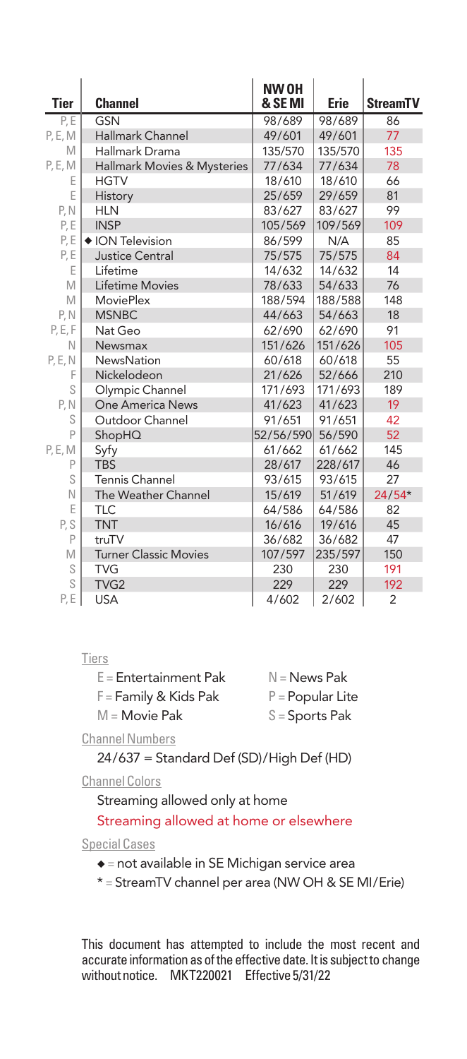| Tier | Channel | NW OH & SE MI | Erie | StreamTV |
|---|---|---|---|---|
| P, E | GSN | 98/689 | 98/689 | 86 |
| P, E, M | Hallmark Channel | 49/601 | 49/601 | 77 |
| M | Hallmark Drama | 135/570 | 135/570 | 135 |
| P, E, M | Hallmark Movies & Mysteries | 77/634 | 77/634 | 78 |
| E | HGTV | 18/610 | 18/610 | 66 |
| E | History | 25/659 | 29/659 | 81 |
| P, N | HLN | 83/627 | 83/627 | 99 |
| P, E | INSP | 105/569 | 109/569 | 109 |
| P, E | ◆ ION Television | 86/599 | N/A | 85 |
| P, E | Justice Central | 75/575 | 75/575 | 84 |
| E | Lifetime | 14/632 | 14/632 | 14 |
| M | Lifetime Movies | 78/633 | 54/633 | 76 |
| M | MoviePlex | 188/594 | 188/588 | 148 |
| P, N | MSNBC | 44/663 | 54/663 | 18 |
| P, E, F | Nat Geo | 62/690 | 62/690 | 91 |
| N | Newsmax | 151/626 | 151/626 | 105 |
| P, E, N | NewsNation | 60/618 | 60/618 | 55 |
| F | Nickelodeon | 21/626 | 52/666 | 210 |
| S | Olympic Channel | 171/693 | 171/693 | 189 |
| P, N | One America News | 41/623 | 41/623 | 19 |
| S | Outdoor Channel | 91/651 | 91/651 | 42 |
| P | ShopHQ | 52/56/590 | 56/590 | 52 |
| P, E, M | Syfy | 61/662 | 61/662 | 145 |
| P | TBS | 28/617 | 228/617 | 46 |
| S | Tennis Channel | 93/615 | 93/615 | 27 |
| N | The Weather Channel | 15/619 | 51/619 | 24/54* |
| E | TLC | 64/586 | 64/586 | 82 |
| P, S | TNT | 16/616 | 19/616 | 45 |
| P | truTV | 36/682 | 36/682 | 47 |
| M | Turner Classic Movies | 107/597 | 235/597 | 150 |
| S | TVG | 230 | 230 | 191 |
| S | TVG2 | 229 | 229 | 192 |
| P, E | USA | 4/602 | 2/602 | 2 |

Tiers

- E = Entertainment Pak
- F = Family & Kids Pak
- M = Movie Pak
- N = News Pak
- P = Popular Lite
- S = Sports Pak

Channel Numbers

24/637 = Standard Def (SD)/High Def (HD)

Channel Colors

Streaming allowed only at home

Streaming allowed at home or elsewhere

Special Cases

- ◆ = not available in SE Michigan service area
- * = StreamTV channel per area (NW OH & SE MI/Erie)

This document has attempted to include the most recent and accurate information as of the effective date. It is subject to change without notice. MKT220021 Effective 5/31/22